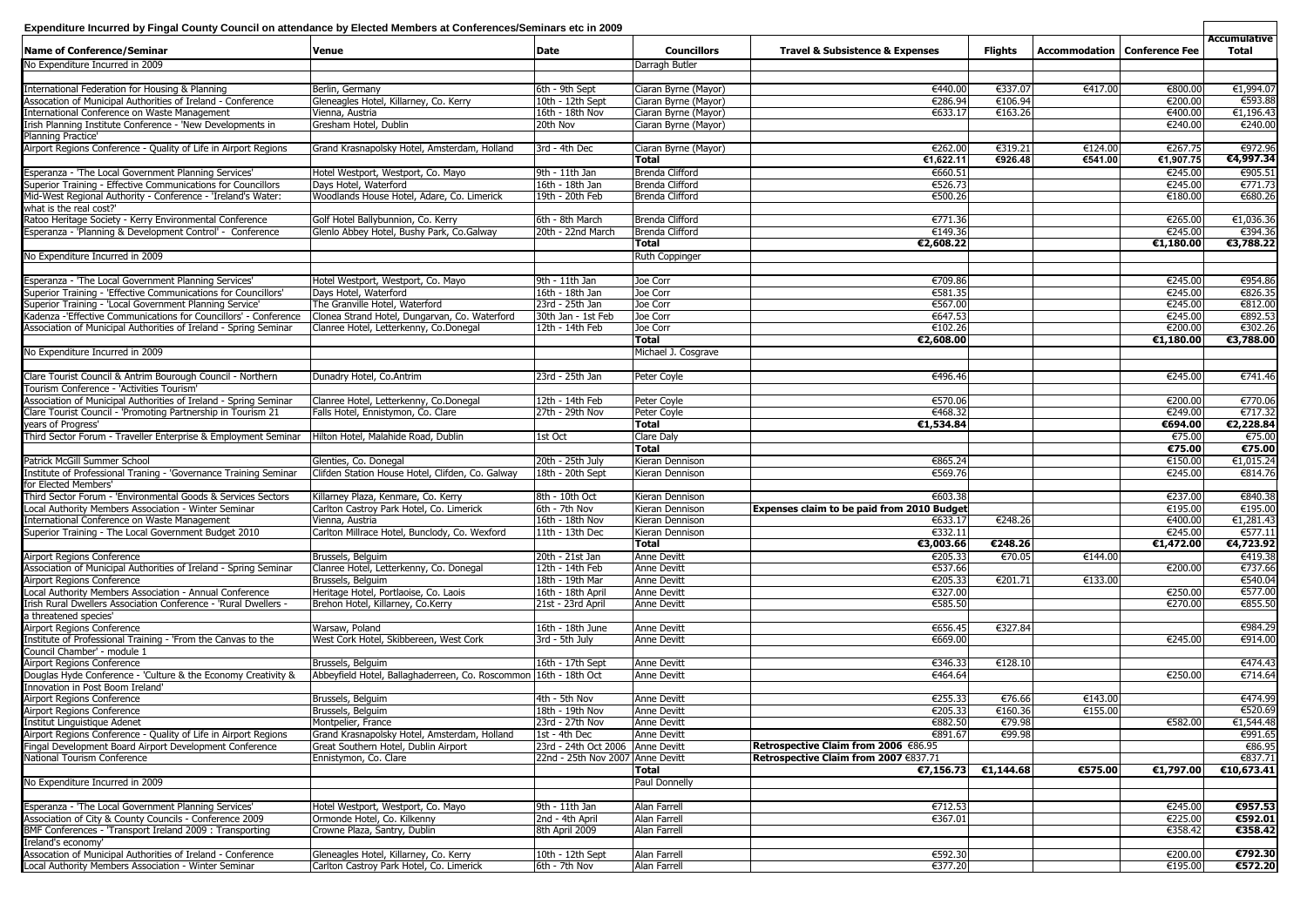**Expenditure Incurred by Fingal County Council on attendance by Elected Members at Conferences/Seminars etc in 2009**

| Name of Conference/Seminar | Venue | Date | Councillors | Travel & Subsistence & Expenses | Flights | Accommodation | Conference Fee | Accumulative Total |
|---|---|---|---|---|---|---|---|---|
| No Expenditure Incurred in 2009 | | | Darragh Butler | | | | | |
| | | | | | | | | |
| International Federation for Housing & Planning | Berlin, Germany | 6th - 9th Sept | Ciaran Byrne (Mayor) | €440.00 | €337.07 | €417.00 | €800.00 | €1,994.07 |
| Assocation of Municipal Authorities of Ireland - Conference | Gleneagles Hotel, Killarney, Co. Kerry | 10th - 12th Sept | Ciaran Byrne (Mayor) | €286.94 | €106.94 | | €200.00 | €593.88 |
| International Conference on Waste Management | Vienna, Austria | 16th - 18th Nov | Ciaran Byrne (Mayor) | €633.17 | €163.26 | | €400.00 | €1,196.43 |
| Irish Planning Institute Conference - 'New Developments in Planning Practice' | Gresham Hotel, Dublin | 20th Nov | Ciaran Byrne (Mayor) | | | | €240.00 | €240.00 |
| Airport Regions Conference - Quality of Life in Airport Regions | Grand Krasnapolsky Hotel, Amsterdam, Holland | 3rd - 4th Dec | Ciaran Byrne (Mayor) | €262.00 | €319.21 | €124.00 | €267.75 | €972.96 |
| | | | **Total** | **€1,622.11** | **€926.48** | **€541.00** | **€1,907.75** | **€4,997.34** |
| Esperanza - 'The Local Government Planning Services' | Hotel Westport, Westport, Co. Mayo | 9th - 11th Jan | Brenda Clifford | €660.51 | | | €245.00 | €905.51 |
| Superior Training - Effective Communications for Councillors | Days Hotel, Waterford | 16th - 18th Jan | Brenda Clifford | €526.73 | | | €245.00 | €771.73 |
| Mid-West Regional Authority - Conference - 'Ireland's Water: what is the real cost?' | Woodlands House Hotel, Adare, Co. Limerick | 19th - 20th Feb | Brenda Clifford | €500.26 | | | €180.00 | €680.26 |
| Ratoo Heritage Society - Kerry Environmental Conference | Golf Hotel Ballybunnion, Co. Kerry | 6th - 8th March | Brenda Clifford | €771.36 | | | €265.00 | €1,036.36 |
| Esperanza - 'Planning & Development Control' - Conference | Glenlo Abbey Hotel, Bushy Park, Co.Galway | 20th - 22nd March | Brenda Clifford | €149.36 | | | €245.00 | €394.36 |
| | | | **Total** | **€2,608.22** | | | **€1,180.00** | **€3,788.22** |
| No Expenditure Incurred in 2009 | | | Ruth Coppinger | | | | | |
| | | | | | | | | |
| Esperanza - 'The Local Government Planning Services' | Hotel Westport, Westport, Co. Mayo | 9th - 11th Jan | Joe Corr | €709.86 | | | €245.00 | €954.86 |
| Superior Training - 'Effective Communications for Councillors' | Days Hotel, Waterford | 16th - 18th Jan | Joe Corr | €581.35 | | | €245.00 | €826.35 |
| Superior Training - 'Local Government Planning Service' | The Granville Hotel, Waterford | 23rd - 25th Jan | Joe Corr | €567.00 | | | €245.00 | €812.00 |
| Kadenza -'Effective Communications for Councillors' - Conference | Clonea Strand Hotel, Dungarvan, Co. Waterford | 30th Jan - 1st Feb | Joe Corr | €647.53 | | | €245.00 | €892.53 |
| Association of Municipal Authorities of Ireland - Spring Seminar | Clanree Hotel, Letterkenny, Co.Donegal | 12th - 14th Feb | Joe Corr | €102.26 | | | €200.00 | €302.26 |
| | | | **Total** | **€2,608.00** | | | **€1,180.00** | **€3,788.00** |
| No Expenditure Incurred in 2009 | | | Michael J. Cosgrave | | | | | |
| | | | | | | | | |
| Clare Tourist Council & Antrim Bourough Council - Northern Tourism Conference - 'Activities Tourism' | Dunadry Hotel, Co.Antrim | 23rd - 25th Jan | Peter Coyle | €496.46 | | | €245.00 | €741.46 |
| Association of Municipal Authorities of Ireland - Spring Seminar | Clanree Hotel, Letterkenny, Co.Donegal | 12th - 14th Feb | Peter Coyle | €570.06 | | | €200.00 | €770.06 |
| Clare Tourist Council - 'Promoting Partnership in Tourism 21 years of Progress' | Falls Hotel, Ennistymon, Co. Clare | 27th - 29th Nov | Peter Coyle | €468.32 | | | €249.00 | €717.32 |
| | | | **Total** | **€1,534.84** | | | **€694.00** | **€2,228.84** |
| Third Sector Forum - Traveller Enterprise & Employment Seminar | Hilton Hotel, Malahide Road, Dublin | 1st Oct | Clare Daly | | | | €75.00 | €75.00 |
| | | | **Total** | | | | **€75.00** | **€75.00** |
| Patrick McGill Summer School | Glenties, Co. Donegal | 20th - 25th July | Kieran Dennison | €865.24 | | | €150.00 | €1,015.24 |
| Institute of Professional Traning - 'Governance Training Seminar for Elected Members' | Clifden Station House Hotel, Clifden, Co. Galway | 18th - 20th Sept | Kieran Dennison | €569.76 | | | €245.00 | €814.76 |
| Third Sector Forum - 'Environmental Goods & Services Sectors | Killarney Plaza, Kenmare, Co. Kerry | 8th - 10th Oct | Kieran Dennison | €603.38 | | | €237.00 | €840.38 |
| Local Authority Members Association - Winter Seminar | Carlton Castroy Park Hotel, Co. Limerick | 6th - 7th Nov | Kieran Dennison | **Expenses claim to be paid from 2010 Budget** | | | €195.00 | €195.00 |
| International Conference on Waste Management | Vienna, Austria | 16th - 18th Nov | Kieran Dennison | €633.17 | €248.26 | | €400.00 | €1,281.43 |
| Superior Training - The Local Government Budget 2010 | Carlton Millrace Hotel, Bunclody, Co. Wexford | 11th - 13th Dec | Kieran Dennison | €332.11 | | | €245.00 | €577.11 |
| | | | **Total** | **€3,003.66** | **€248.26** | | **€1,472.00** | **€4,723.92** |
| Airport Regions Conference | Brussels, Belguim | 20th - 21st Jan | Anne Devitt | €205.33 | €70.05 | €144.00 | | €419.38 |
| Association of Municipal Authorities of Ireland - Spring Seminar | Clanree Hotel, Letterkenny, Co. Donegal | 12th - 14th Feb | Anne Devitt | €537.66 | | | €200.00 | €737.66 |
| Airport Regions Conference | Brussels, Belguim | 18th - 19th Mar | Anne Devitt | €205.33 | €201.71 | €133.00 | | €540.04 |
| Local Authority Members Association - Annual Conference | Heritage Hotel, Portlaoise, Co. Laois | 16th - 18th April | Anne Devitt | €327.00 | | | €250.00 | €577.00 |
| Irish Rural Dwellers Association Conference - 'Rural Dwellers - a threatened species' | Brehon Hotel, Killarney, Co.Kerry | 21st - 23rd April | Anne Devitt | €585.50 | | | €270.00 | €855.50 |
| Airport Regions Conference | Warsaw, Poland | 16th - 18th June | Anne Devitt | €656.45 | €327.84 | | | €984.29 |
| Institute of Professional Training - 'From the Canvas to the Council Chamber' - module 1 | West Cork Hotel, Skibbereen, West Cork | 3rd - 5th July | Anne Devitt | €669.00 | | | €245.00 | €914.00 |
| Airport Regions Conference | Brussels, Belguim | 16th - 17th Sept | Anne Devitt | €346.33 | €128.10 | | | €474.43 |
| Douglas Hyde Conference - 'Culture & the Economy Creativity & Innovation in Post Boom Ireland' | Abbeyfield Hotel, Ballaghaderreen, Co. Roscommon | 16th - 18th Oct | Anne Devitt | €464.64 | | | €250.00 | €714.64 |
| Airport Regions Conference | Brussels, Belguim | 4th - 5th Nov | Anne Devitt | €255.33 | €76.66 | €143.00 | | €474.99 |
| Airport Regions Conference | Brussels, Belguim | 18th - 19th Nov | Anne Devitt | €205.33 | €160.36 | €155.00 | | €520.69 |
| Institut Linguistique Adenet | Montpelier, France | 23rd - 27th Nov | Anne Devitt | €882.50 | €79.98 | | €582.00 | €1,544.48 |
| Airport Regions Conference - Quality of Life in Airport Regions | Grand Krasnapolsky Hotel, Amsterdam, Holland | 1st - 4th Dec | Anne Devitt | €891.67 | €99.98 | | | €991.65 |
| Fingal Development Board Airport Development Conference | Great Southern Hotel, Dublin Airport | 23rd - 24th Oct 2006 | Anne Devitt | **Retrospective Claim from 2006** €86.95 | | | | €86.95 |
| National Tourism Conference | Ennistymon, Co. Clare | 22nd - 25th Nov 2007 | Anne Devitt | **Retrospective Claim from 2007** €837.71 | | | | €837.71 |
| | | | **Total** | **€7,156.73** | **€1,144.68** | **€575.00** | **€1,797.00** | **€10,673.41** |
| No Expenditure Incurred in 2009 | | | Paul Donnelly | | | | | |
| | | | | | | | | |
| Esperanza - 'The Local Government Planning Services' | Hotel Westport, Westport, Co. Mayo | 9th - 11th Jan | Alan Farrell | €712.53 | | | €245.00 | **€957.53** |
| Association of City & County Councils - Conference 2009 | Ormonde Hotel, Co. Kilkenny | 2nd - 4th April | Alan Farrell | €367.01 | | | €225.00 | **€592.01** |
| BMF Conferences - 'Transport Ireland 2009 : Transporting Ireland's economy' | Crowne Plaza, Santry, Dublin | 8th April 2009 | Alan Farrell | | | | €358.42 | **€358.42** |
| Assocation of Municipal Authorities of Ireland - Conference | Gleneagles Hotel, Killarney, Co. Kerry | 10th - 12th Sept | Alan Farrell | €592.30 | | | €200.00 | **€792.30** |
| Local Authority Members Association - Winter Seminar | Carlton Castroy Park Hotel, Co. Limerick | 6th - 7th Nov | Alan Farrell | €377.20 | | | €195.00 | **€572.20** |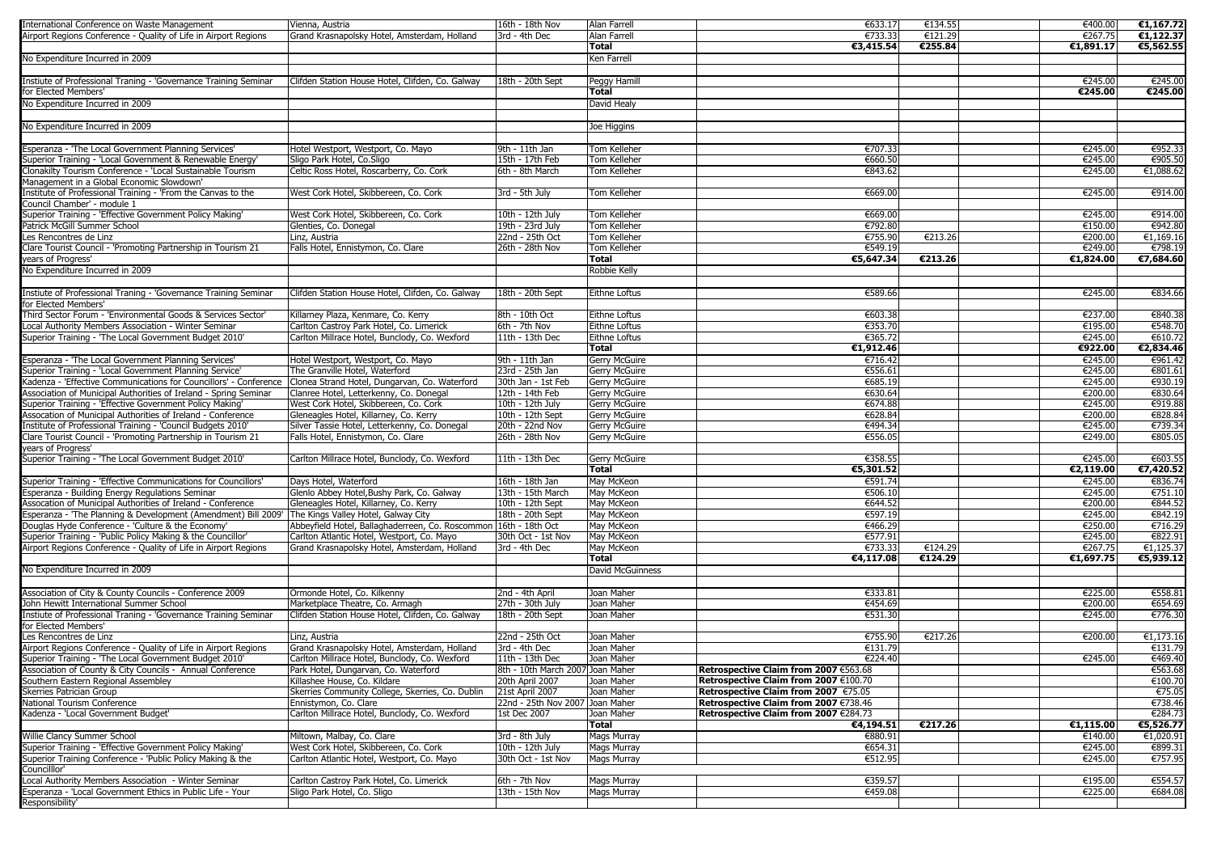| | | | | | | | | |
|---|---|---|---|---|---|---|---|---|
| International Conference on Waste Management | Vienna, Austria | 16th - 18th Nov | Alan Farrell | €633.17 | €134.55 | | €400.00 | €1,167.72 |
| Airport Regions Conference - Quality of Life in Airport Regions | Grand Krasnapolsky Hotel, Amsterdam, Holland | 3rd - 4th Dec | Alan Farrell | €733.33 | €121.29 | | €267.75 | €1,122.37 |
| | | | **Total** | **€3,415.54** | **€255.84** | | **€1,891.17** | **€5,562.55** |
| No Expenditure Incurred in 2009 | | | Ken Farrell | | | | | |
| | | | | | | | | |
| Instiute of Professional Traning - 'Governance Training Seminar | Clifden Station House Hotel, Clifden, Co. Galway | 18th - 20th Sept | Peggy Hamill | | | | €245.00 | €245.00 |
| for Elected Members' | | | **Total** | | | | **€245.00** | **€245.00** |
| No Expenditure Incurred in 2009 | | | David Healy | | | | | |
| | | | | | | | | |
| No Expenditure Incurred in 2009 | | | Joe Higgins | | | | | |
| | | | | | | | | |
| Esperanza - 'The Local Government Planning Services' | Hotel Westport, Westport, Co. Mayo | 9th - 11th Jan | Tom Kelleher | €707.33 | | | €245.00 | €952.33 |
| Superior Training - 'Local Government & Renewable Energy' | Sligo Park Hotel, Co.Sligo | 15th - 17th Feb | Tom Kelleher | €660.50 | | | €245.00 | €905.50 |
| Clonakilty Tourism Conference - 'Local Sustainable Tourism Management in a Global Economic Slowdown' | Celtic Ross Hotel, Roscarberry, Co. Cork | 6th - 8th March | Tom Kelleher | €843.62 | | | €245.00 | €1,088.62 |
| Institute of Professional Training - 'From the Canvas to the Council Chamber' - module 1 | West Cork Hotel, Skibbereen, Co. Cork | 3rd - 5th July | Tom Kelleher | €669.00 | | | €245.00 | €914.00 |
| Superior Training - 'Effective Government Policy Making' | West Cork Hotel, Skibbereen, Co. Cork | 10th - 12th July | Tom Kelleher | €669.00 | | | €245.00 | €914.00 |
| Patrick McGill Summer School | Glenties, Co. Donegal | 19th - 23rd July | Tom Kelleher | €792.80 | | | €150.00 | €942.80 |
| Les Rencontres de Linz | Linz, Austria | 22nd - 25th Oct | Tom Kelleher | €755.90 | €213.26 | | €200.00 | €1,169.16 |
| Clare Tourist Council - 'Promoting Partnership in Tourism 21 | Falls Hotel, Ennistymon, Co. Clare | 26th - 28th Nov | Tom Kelleher | €549.19 | | | €249.00 | €798.19 |
| years of Progress' | | | **Total** | **€5,647.34** | **€213.26** | | **€1,824.00** | **€7,684.60** |
| No Expenditure Incurred in 2009 | | | Robbie Kelly | | | | | |
| | | | | | | | | |
| Instiute of Professional Traning - 'Governance Training Seminar for Elected Members' | Clifden Station House Hotel, Clifden, Co. Galway | 18th - 20th Sept | Eithne Loftus | €589.66 | | | €245.00 | €834.66 |
| Third Sector Forum - 'Environmental Goods & Services Sector' | Killarney Plaza, Kenmare, Co. Kerry | 8th - 10th Oct | Eithne Loftus | €603.38 | | | €237.00 | €840.38 |
| Local Authority Members Association - Winter Seminar | Carlton Castroy Park Hotel, Co. Limerick | 6th - 7th Nov | Eithne Loftus | €353.70 | | | €195.00 | €548.70 |
| Superior Training - 'The Local Government Budget 2010' | Carlton Millrace Hotel, Bunclody, Co. Wexford | 11th - 13th Dec | Eithne Loftus | €365.72 | | | €245.00 | €610.72 |
| | | | **Total** | **€1,912.46** | | | **€922.00** | **€2,834.46** |
| Esperanza - 'The Local Government Planning Services' | Hotel Westport, Westport, Co. Mayo | 9th - 11th Jan | Gerry McGuire | €716.42 | | | €245.00 | €961.42 |
| Superior Training - 'Local Government Planning Service' | The Granville Hotel, Waterford | 23rd - 25th Jan | Gerry McGuire | €556.61 | | | €245.00 | €801.61 |
| Kadenza - 'Effective Communications for Councillors' - Conference | Clonea Strand Hotel, Dungarvan, Co. Waterford | 30th Jan - 1st Feb | Gerry McGuire | €685.19 | | | €245.00 | €930.19 |
| Association of Municipal Authorities of Ireland - Spring Seminar | Clanree Hotel, Letterkenny, Co. Donegal | 12th - 14th Feb | Gerry McGuire | €630.64 | | | €200.00 | €830.64 |
| Superior Training - 'Effective Government Policy Making' | West Cork Hotel, Skibbereen, Co. Cork | 10th - 12th July | Gerry McGuire | €674.88 | | | €245.00 | €919.88 |
| Assocation of Municipal Authorities of Ireland - Conference | Gleneagles Hotel, Killarney, Co. Kerry | 10th - 12th Sept | Gerry McGuire | €628.84 | | | €200.00 | €828.84 |
| Institute of Professional Training - 'Council Budgets 2010' | Silver Tassie Hotel, Letterkenny, Co. Donegal | 20th - 22nd Nov | Gerry McGuire | €494.34 | | | €245.00 | €739.34 |
| Clare Tourist Council - 'Promoting Partnership in Tourism 21 years of Progress' | Falls Hotel, Ennistymon, Co. Clare | 26th - 28th Nov | Gerry McGuire | €556.05 | | | €249.00 | €805.05 |
| Superior Training - 'The Local Government Budget 2010' | Carlton Millrace Hotel, Bunclody, Co. Wexford | 11th - 13th Dec | Gerry McGuire | €358.55 | | | €245.00 | €603.55 |
| | | | **Total** | **€5,301.52** | | | **€2,119.00** | **€7,420.52** |
| Superior Training - 'Effective Communications for Councillors' | Days Hotel, Waterford | 16th - 18th Jan | May McKeon | €591.74 | | | €245.00 | €836.74 |
| Esperanza - Building Energy Regulations Seminar | Glenlo Abbey Hotel,Bushy Park, Co. Galway | 13th - 15th March | May McKeon | €506.10 | | | €245.00 | €751.10 |
| Assocation of Municipal Authorities of Ireland - Conference | Gleneagles Hotel, Killarney, Co. Kerry | 10th - 12th Sept | May McKeon | €644.52 | | | €200.00 | €844.52 |
| Esperanza - 'The Planning & Development (Amendment) Bill 2009' | The Kings Valley Hotel, Galway City | 18th - 20th Sept | May McKeon | €597.19 | | | €245.00 | €842.19 |
| Douglas Hyde Conference - 'Culture & the Economy' | Abbeyfield Hotel, Ballaghaderreen, Co. Roscommon | 16th - 18th Oct | May McKeon | €466.29 | | | €250.00 | €716.29 |
| Superior Training - 'Public Policy Making & the Councillor' | Carlton Atlantic Hotel, Westport, Co. Mayo | 30th Oct - 1st Nov | May McKeon | €577.91 | | | €245.00 | €822.91 |
| Airport Regions Conference - Quality of Life in Airport Regions | Grand Krasnapolsky Hotel, Amsterdam, Holland | 3rd - 4th Dec | May McKeon | €733.33 | €124.29 | | €267.75 | €1,125.37 |
| | | | **Total** | **€4,117.08** | **€124.29** | | **€1,697.75** | **€5,939.12** |
| No Expenditure Incurred in 2009 | | | David McGuinness | | | | | |
| | | | | | | | | |
| Association of City & County Councils - Conference 2009 | Ormonde Hotel, Co. Kilkenny | 2nd - 4th April | Joan Maher | €333.81 | | | €225.00 | €558.81 |
| John Hewitt International Summer School | Marketplace Theatre, Co. Armagh | 27th - 30th July | Joan Maher | €454.69 | | | €200.00 | €654.69 |
| Instiute of Professional Traning - 'Governance Training Seminar for Elected Members' | Clifden Station House Hotel, Clifden, Co. Galway | 18th - 20th Sept | Joan Maher | €531.30 | | | €245.00 | €776.30 |
| Les Rencontres de Linz | Linz, Austria | 22nd - 25th Oct | Joan Maher | €755.90 | €217.26 | | €200.00 | €1,173.16 |
| Airport Regions Conference - Quality of Life in Airport Regions | Grand Krasnapolsky Hotel, Amsterdam, Holland | 3rd - 4th Dec | Joan Maher | €131.79 | | | | €131.79 |
| Superior Training - 'The Local Government Budget 2010' | Carlton Millrace Hotel, Bunclody, Co. Wexford | 11th - 13th Dec | Joan Maher | €224.40 | | | €245.00 | €469.40 |
| Association of County & City Councils - Annual Conference | Park Hotel, Dungarvan, Co. Waterford | 8th - 10th March 2007 | Joan Maher | **Retrospective Claim from 2007** €563.68 | | | | €563.68 |
| Southern Eastern Regional Assembley | Killashee House, Co. Kildare | 20th April 2007 | Joan Maher | **Retrospective Claim from 2007** €100.70 | | | | €100.70 |
| Skerries Patrician Group | Skerries Community College, Skerries, Co. Dublin | 21st April 2007 | Joan Maher | **Retrospective Claim from 2007** €75.05 | | | | €75.05 |
| National Tourism Conference | Ennistymon, Co. Clare | 22nd - 25th Nov 2007 | Joan Maher | **Retrospective Claim from 2007** €738.46 | | | | €738.46 |
| Kadenza - 'Local Government Budget' | Carlton Millrace Hotel, Bunclody, Co. Wexford | 1st Dec 2007 | Joan Maher | **Retrospective Claim from 2007** €284.73 | | | | €284.73 |
| | | | **Total** | **€4,194.51** | **€217.26** | | **€1,115.00** | **€5,526.77** |
| Willie Clancy Summer School | Miltown, Malbay, Co. Clare | 3rd - 8th July | Mags Murray | €880.91 | | | €140.00 | €1,020.91 |
| Superior Training - 'Effective Government Policy Making' | West Cork Hotel, Skibbereen, Co. Cork | 10th - 12th July | Mags Murray | €654.31 | | | €245.00 | €899.31 |
| Superior Training Conference - 'Public Policy Making & the Councillor' | Carlton Atlantic Hotel, Westport, Co. Mayo | 30th Oct - 1st Nov | Mags Murray | €512.95 | | | €245.00 | €757.95 |
| Local Authority Members Association - Winter Seminar | Carlton Castroy Park Hotel, Co. Limerick | 6th - 7th Nov | Mags Murray | €359.57 | | | €195.00 | €554.57 |
| Esperanza - 'Local Government Ethics in Public Life - Your Responsibility' | Sligo Park Hotel, Co. Sligo | 13th - 15th Nov | Mags Murray | €459.08 | | | €225.00 | €684.08 |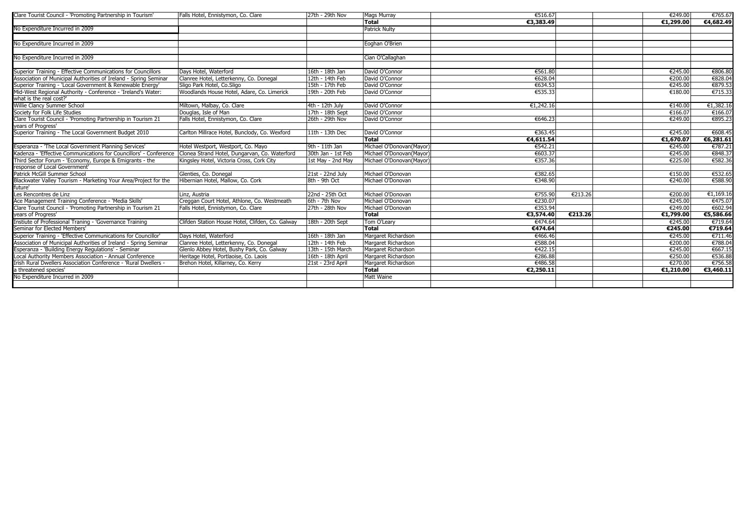| | | | | | | | | |
|---|---|---|---|---|---|---|---|---|
| Clare Tourist Council - 'Promoting Partnership in Tourism' | Falls Hotel, Ennistymon, Co. Clare | 27th - 29th Nov | Mags Murray | €516.67 | | | €249.00 | €765.67 |
| | | | **Total** | **€3,383.49** | | | **€1,299.00** | **€4,682.49** |
| No Expenditure Incurred in 2009 | | | Patrick Nulty | | | | | |
| | | | | | | | | |
| No Expenditure Incurred in 2009 | | | Eoghan O'Brien | | | | | |
| | | | | | | | | |
| No Expenditure Incurred in 2009 | | | Cian O'Callaghan | | | | | |
| | | | | | | | | |
| Superior Training - Effective Communications for Councillors | Days Hotel, Waterford | 16th - 18th Jan | David O'Connor | €561.80 | | | €245.00 | €806.80 |
| Association of Municipal Authorities of Ireland - Spring Seminar | Clanree Hotel, Letterkenny, Co. Donegal | 12th - 14th Feb | David O'Connor | €628.04 | | | €200.00 | €828.04 |
| Superior Training - 'Local Government & Renewable Energy' | Sligo Park Hotel, Co.Sligo | 15th - 17th Feb | David O'Connor | €634.53 | | | €245.00 | €879.53 |
| Mid-West Regional Authority - Conference - 'Ireland's Water: | Woodlands House Hotel, Adare, Co. Limerick | 19th - 20th Feb | David O'Connor | €535.33 | | | €180.00 | €715.33 |
| what is the real cost?' | | | | | | | | |
| Willie Clancy Summer School | Miltown, Malbay, Co. Clare | 4th - 12th July | David O'Connor | €1,242.16 | | | €140.00 | €1,382.16 |
| Society for Folk Life Studies | Douglas, Isle of Man | 17th - 18th Sept | David O'Connor | | | | €166.07 | €166.07 |
| Clare Tourist Council - 'Promoting Partnership in Tourism 21 | Falls Hotel, Ennistymon, Co. Clare | 26th - 29th Nov | David O'Connor | €646.23 | | | €249.00 | €895.23 |
| years of Progress' | | | | | | | | |
| Superior Training - The Local Government Budget 2010 | Carlton Millrace Hotel, Bunclody, Co. Wexford | 11th - 13th Dec | David O'Connor | €363.45 | | | €245.00 | €608.45 |
| | | | **Total** | **€4,611.54** | | | **€1,670.07** | **€6,281.61** |
| Esperanza - 'The Local Government Planning Services' | Hotel Westport, Westport, Co. Mayo | 9th - 11th Jan | Michael O'Donovan(Mayor) | €542.21 | | | €245.00 | €787.21 |
| Kadenza - 'Effective Communications for Councillors' - Conference | Clonea Strand Hotel, Dungarvan, Co. Waterford | 30th Jan - 1st Feb | Michael O'Donovan(Mayor) | €603.37 | | | €245.00 | €848.37 |
| Third Sector Forum - 'Economy, Europe & Emigrants - the | Kingsley Hotel, Victoria Cross, Cork City | 1st May - 2nd May | Michael O'Donovan(Mayor) | €357.36 | | | €225.00 | €582.36 |
| response of Local Government' | | | | | | | | |
| Patrick McGill Summer School | Glenties, Co. Donegal | 21st - 22nd July | Michael O'Donovan | €382.65 | | | €150.00 | €532.65 |
| Blackwater Valley Tourism - Marketing Your Area/Project for the | Hibernian Hotel, Mallow, Co. Cork | 8th - 9th Oct | Michael O'Donovan | €348.90 | | | €240.00 | €588.90 |
| future' | | | | | | | | |
| Les Rencontres de Linz | Linz, Austria | 22nd - 25th Oct | Michael O'Donovan | €755.90 | €213.26 | | €200.00 | €1,169.16 |
| Ace Management Training Conference - 'Media Skills' | Creggan Court Hotel, Athlone, Co. Westmeath | 6th - 7th Nov | Michael O'Donovan | €230.07 | | | €245.00 | €475.07 |
| Clare Tourist Council - 'Promoting Partnership in Tourism 21 | Falls Hotel, Ennistymon, Co. Clare | 27th - 28th Nov | Michael O'Donovan | €353.94 | | | €249.00 | €602.94 |
| years of Progress' | | | **Total** | **€3,574.40** | **€213.26** | | **€1,799.00** | **€5,586.66** |
| Instiute of Professional Traning - 'Governance Training | Clifden Station House Hotel, Clifden, Co. Galway | 18th - 20th Sept | Tom O'Leary | €474.64 | | | €245.00 | €719.64 |
| Seminar for Elected Members' | | | **Total** | **€474.64** | | | **€245.00** | **€719.64** |
| Superior Training - 'Effective Communications for Councillor' | Days Hotel, Waterford | 16th - 18th Jan | Margaret Richardson | €466.46 | | | €245.00 | €711.46 |
| Association of Municipal Authorities of Ireland - Spring Seminar | Clanree Hotel, Letterkenny, Co. Donegal | 12th - 14th Feb | Margaret Richardson | €588.04 | | | €200.00 | €788.04 |
| Esperanza - 'Building Energy Regulations' - Seminar | Glenlo Abbey Hotel, Bushy Park, Co. Galway | 13th - 15th March | Margaret Richardson | €422.15 | | | €245.00 | €667.15 |
| Local Authority Members Association - Annual Conference | Heritage Hotel, Portlaoise, Co. Laois | 16th - 18th April | Margaret Richardson | €286.88 | | | €250.00 | €536.88 |
| Irish Rural Dwellers Association Conference - 'Rural Dwellers - | Brehon Hotel, Killarney, Co. Kerry | 21st - 23rd April | Margaret Richardson | €486.58 | | | €270.00 | €756.58 |
| a threatened species' | | | **Total** | **€2,250.11** | | | **€1,210.00** | **€3,460.11** |
| No Expenditure Incurred in 2009 | | | Matt Waine | | | | | |
| | | | | | | | | |